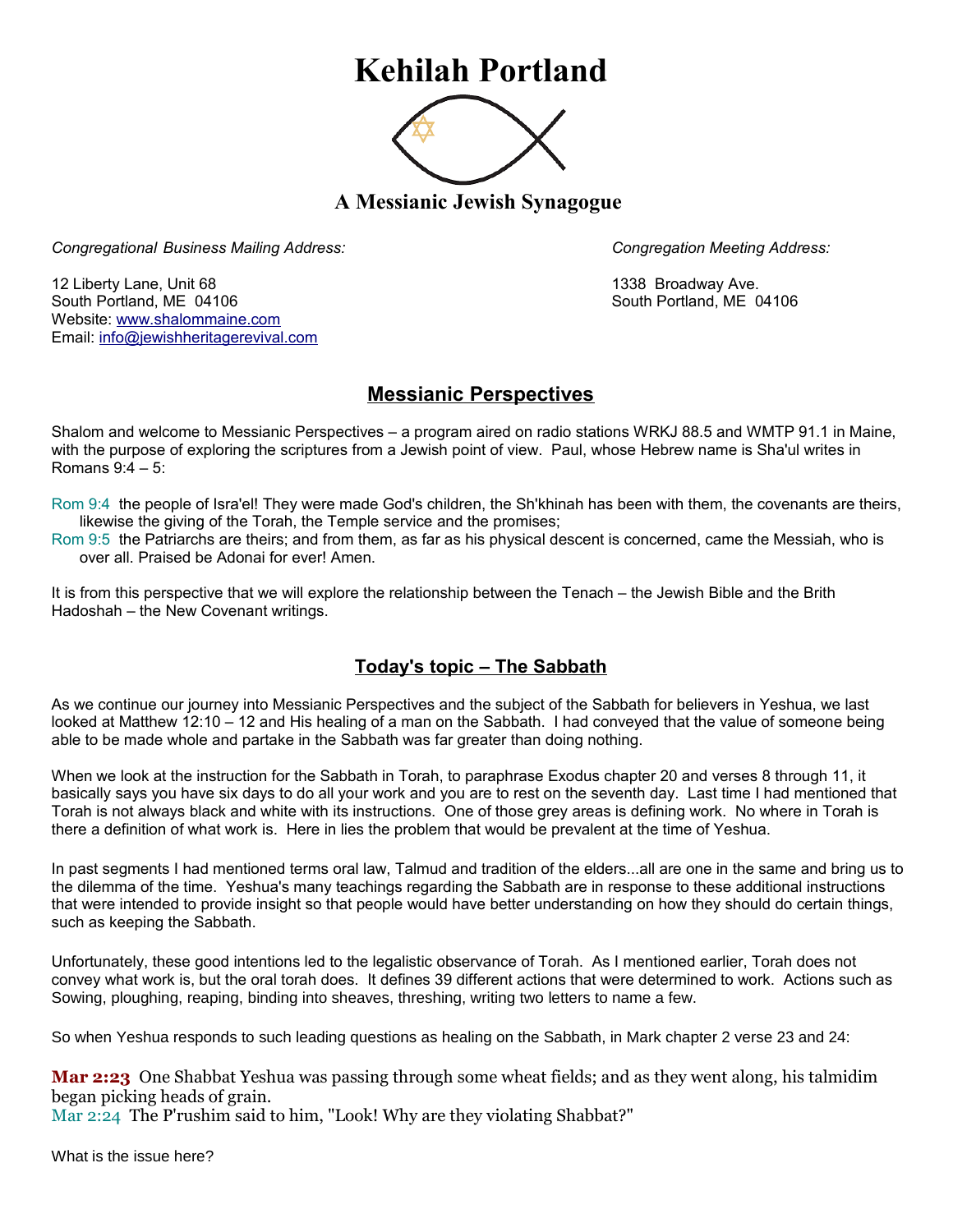# Kehilah Portland

### A Messianic Jewish Synagogue

*Congregational Business Mailing Address:*

12 Liberty Lane, Unit 68
South Portland, ME 04106
Website: www.shalommaine.com
Email: info@jewishheritagerevival.com

*Congregation Meeting Address:*

1338 Broadway Ave.
South Portland, ME 04106

## Messianic Perspectives

Shalom and welcome to Messianic Perspectives – a program aired on radio stations WRKJ 88.5 and WMTP 91.1 in Maine, with the purpose of exploring the scriptures from a Jewish point of view. Paul, whose Hebrew name is Sha'ul writes in Romans 9:4 – 5:

Rom 9:4 the people of Isra'el! They were made God's children, the Sh'khinah has been with them, the covenants are theirs, likewise the giving of the Torah, the Temple service and the promises;
Rom 9:5 the Patriarchs are theirs; and from them, as far as his physical descent is concerned, came the Messiah, who is over all. Praised be Adonai for ever! Amen.

It is from this perspective that we will explore the relationship between the Tenach – the Jewish Bible and the Brith Hadoshah – the New Covenant writings.

## Today's topic – The Sabbath

As we continue our journey into Messianic Perspectives and the subject of the Sabbath for believers in Yeshua, we last looked at Matthew 12:10 – 12 and His healing of a man on the Sabbath. I had conveyed that the value of someone being able to be made whole and partake in the Sabbath was far greater than doing nothing.

When we look at the instruction for the Sabbath in Torah, to paraphrase Exodus chapter 20 and verses 8 through 11, it basically says you have six days to do all your work and you are to rest on the seventh day. Last time I had mentioned that Torah is not always black and white with its instructions. One of those grey areas is defining work. No where in Torah is there a definition of what work is. Here in lies the problem that would be prevalent at the time of Yeshua.

In past segments I had mentioned terms oral law, Talmud and tradition of the elders...all are one in the same and bring us to the dilemma of the time. Yeshua's many teachings regarding the Sabbath are in response to these additional instructions that were intended to provide insight so that people would have better understanding on how they should do certain things, such as keeping the Sabbath.

Unfortunately, these good intentions led to the legalistic observance of Torah. As I mentioned earlier, Torah does not convey what work is, but the oral torah does. It defines 39 different actions that were determined to work. Actions such as Sowing, ploughing, reaping, binding into sheaves, threshing, writing two letters to name a few.

So when Yeshua responds to such leading questions as healing on the Sabbath, in Mark chapter 2 verse 23 and 24:

**Mar 2:23** One Shabbat Yeshua was passing through some wheat fields; and as they went along, his talmidim began picking heads of grain.
Mar 2:24 The P'rushim said to him, "Look! Why are they violating Shabbat?"

What is the issue here?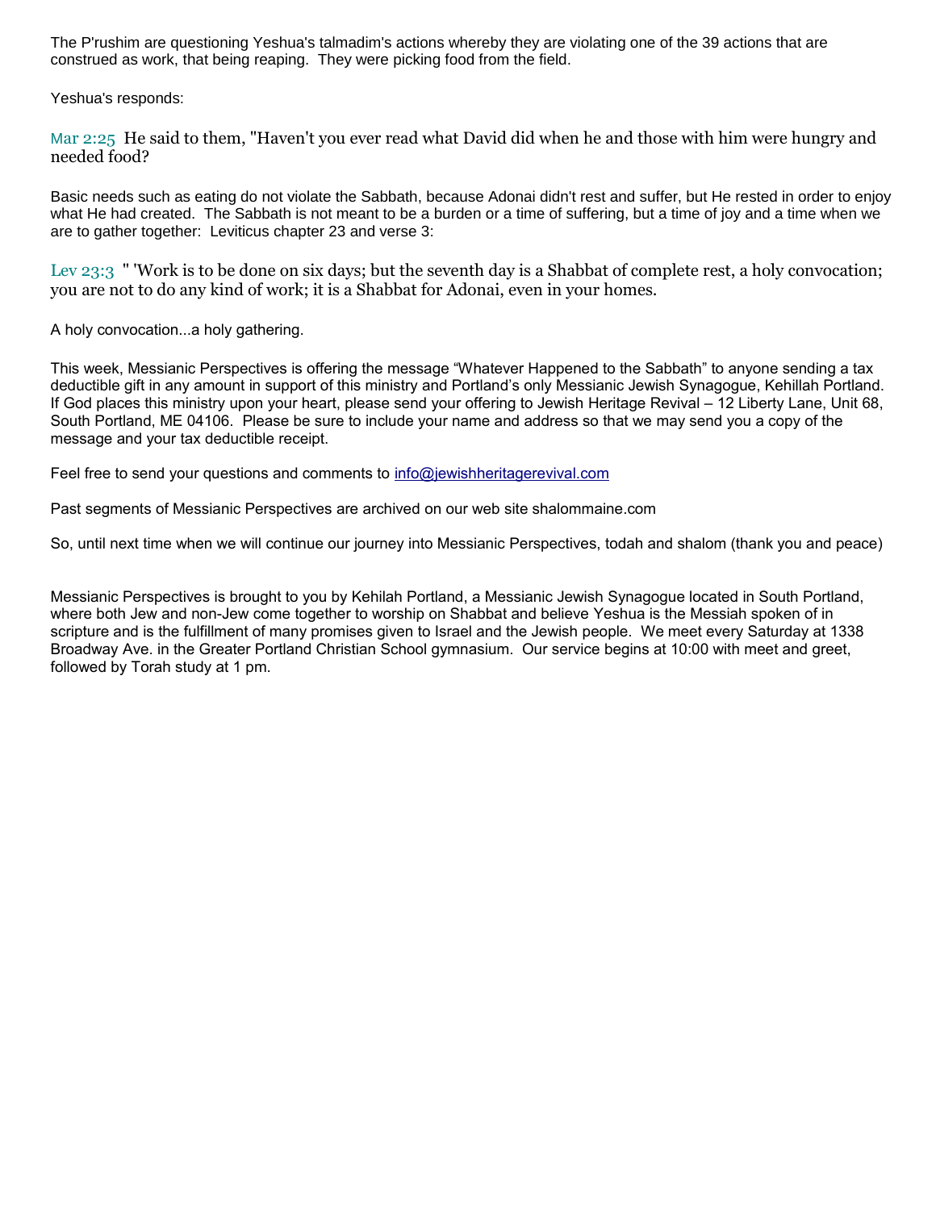The P'rushim are questioning Yeshua's talmadim's actions whereby they are violating one of the 39 actions that are construed as work, that being reaping. They were picking food from the field.

Yeshua's responds:

Mar 2:25 He said to them, "Haven't you ever read what David did when he and those with him were hungry and needed food?

Basic needs such as eating do not violate the Sabbath, because Adonai didn't rest and suffer, but He rested in order to enjoy what He had created. The Sabbath is not meant to be a burden or a time of suffering, but a time of joy and a time when we are to gather together: Leviticus chapter 23 and verse 3:

Lev 23:3 " 'Work is to be done on six days; but the seventh day is a Shabbat of complete rest, a holy convocation; you are not to do any kind of work; it is a Shabbat for Adonai, even in your homes.

A holy convocation...a holy gathering.

This week, Messianic Perspectives is offering the message "Whatever Happened to the Sabbath" to anyone sending a tax deductible gift in any amount in support of this ministry and Portland's only Messianic Jewish Synagogue, Kehillah Portland. If God places this ministry upon your heart, please send your offering to Jewish Heritage Revival – 12 Liberty Lane, Unit 68, South Portland, ME 04106. Please be sure to include your name and address so that we may send you a copy of the message and your tax deductible receipt.

Feel free to send your questions and comments to info@jewishheritagerevival.com

Past segments of Messianic Perspectives are archived on our web site shalommaine.com

So, until next time when we will continue our journey into Messianic Perspectives, todah and shalom (thank you and peace)

Messianic Perspectives is brought to you by Kehilah Portland, a Messianic Jewish Synagogue located in South Portland, where both Jew and non-Jew come together to worship on Shabbat and believe Yeshua is the Messiah spoken of in scripture and is the fulfillment of many promises given to Israel and the Jewish people. We meet every Saturday at 1338 Broadway Ave. in the Greater Portland Christian School gymnasium. Our service begins at 10:00 with meet and greet, followed by Torah study at 1 pm.